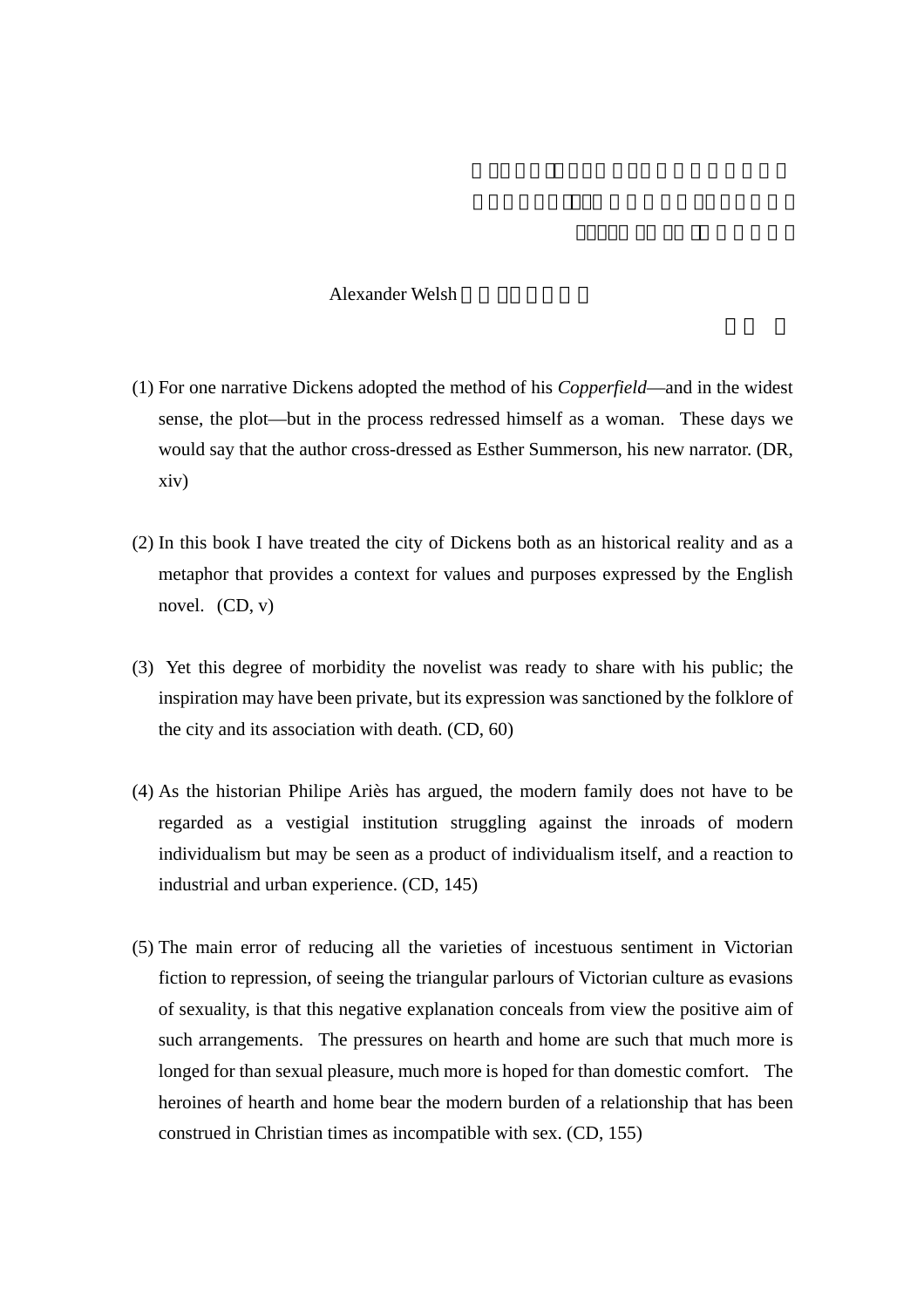Alexander Welsh

(1) For one narrative Dickens adopted the method of his *Copperfield*—and in the widest sense, the plot—but in the process redressed himself as a woman. These days we would say that the author cross-dressed as Esther Summerson, his new narrator. (DR, xiv)

(2) In this book I have treated the city of Dickens both as an historical reality and as a metaphor that provides a context for values and purposes expressed by the English novel. (CD, v)

(3) Yet this degree of morbidity the novelist was ready to share with his public; the inspiration may have been private, but its expression was sanctioned by the folklore of the city and its association with death. (CD, 60)

(4) As the historian Philipe Ariès has argued, the modern family does not have to be regarded as a vestigial institution struggling against the inroads of modern individualism but may be seen as a product of individualism itself, and a reaction to industrial and urban experience. (CD, 145)

(5) The main error of reducing all the varieties of incestuous sentiment in Victorian fiction to repression, of seeing the triangular parlours of Victorian culture as evasions of sexuality, is that this negative explanation conceals from view the positive aim of such arrangements. The pressures on hearth and home are such that much more is longed for than sexual pleasure, much more is hoped for than domestic comfort. The heroines of hearth and home bear the modern burden of a relationship that has been construed in Christian times as incompatible with sex. (CD, 155)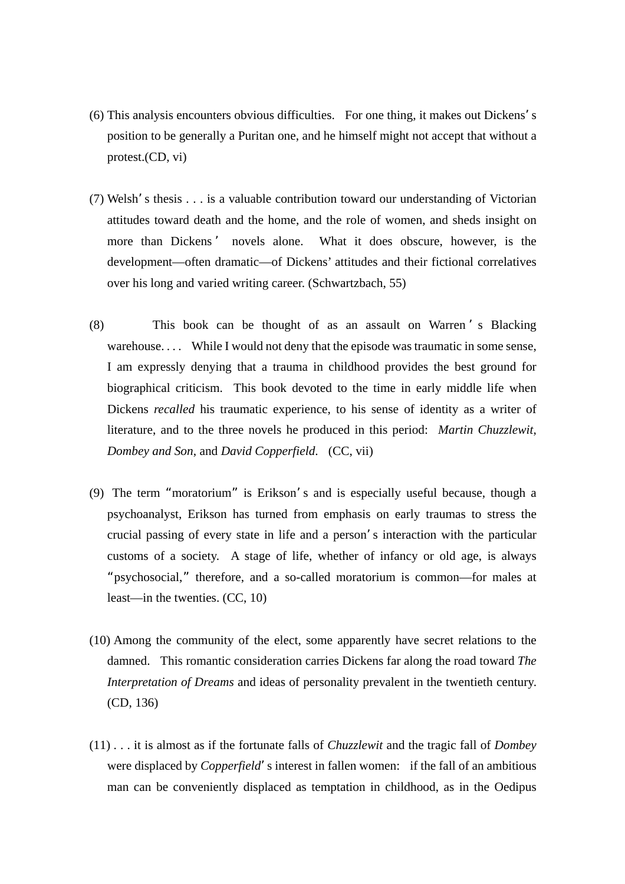(6) This analysis encounters obvious difficulties. For one thing, it makes out Dickens's position to be generally a Puritan one, and he himself might not accept that without a protest.(CD, vi)

(7) Welsh's thesis . . . is a valuable contribution toward our understanding of Victorian attitudes toward death and the home, and the role of women, and sheds insight on more than Dickens' novels alone. What it does obscure, however, is the development—often dramatic—of Dickens' attitudes and their fictional correlatives over his long and varied writing career. (Schwartzbach, 55)

(8) This book can be thought of as an assault on Warren's Blacking warehouse. . . . While I would not deny that the episode was traumatic in some sense, I am expressly denying that a trauma in childhood provides the best ground for biographical criticism. This book devoted to the time in early middle life when Dickens *recalled* his traumatic experience, to his sense of identity as a writer of literature, and to the three novels he produced in this period: *Martin Chuzzlewit*, *Dombey and Son*, and *David Copperfield*. (CC, vii)

(9) The term "moratorium" is Erikson's and is especially useful because, though a psychoanalyst, Erikson has turned from emphasis on early traumas to stress the crucial passing of every state in life and a person's interaction with the particular customs of a society. A stage of life, whether of infancy or old age, is always "psychosocial," therefore, and a so-called moratorium is common—for males at least—in the twenties. (CC, 10)

(10) Among the community of the elect, some apparently have secret relations to the damned. This romantic consideration carries Dickens far along the road toward *The Interpretation of Dreams* and ideas of personality prevalent in the twentieth century. (CD, 136)

(11) . . . it is almost as if the fortunate falls of *Chuzzlewit* and the tragic fall of *Dombey* were displaced by *Copperfield*'s interest in fallen women: if the fall of an ambitious man can be conveniently displaced as temptation in childhood, as in the Oedipus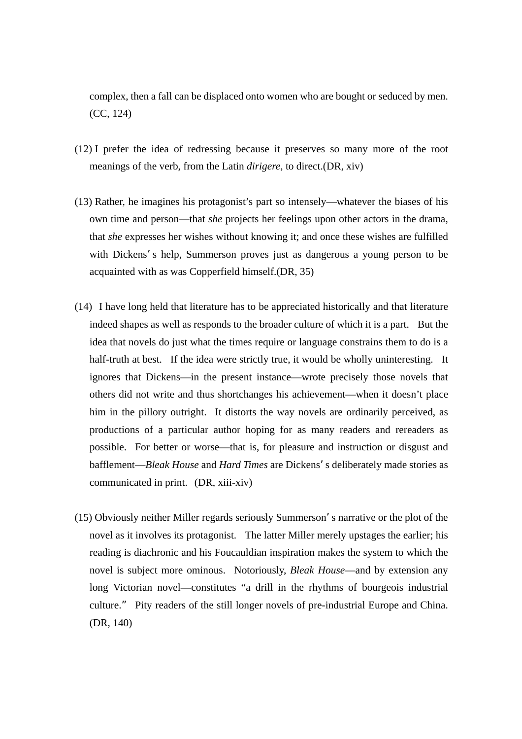complex, then a fall can be displaced onto women who are bought or seduced by men. (CC, 124)

(12) I prefer the idea of redressing because it preserves so many more of the root meanings of the verb, from the Latin *dirigere*, to direct.(DR, xiv)

(13) Rather, he imagines his protagonist's part so intensely—whatever the biases of his own time and person—that *she* projects her feelings upon other actors in the drama, that *she* expresses her wishes without knowing it; and once these wishes are fulfilled with Dickens' s help, Summerson proves just as dangerous a young person to be acquainted with as was Copperfield himself.(DR, 35)

(14) I have long held that literature has to be appreciated historically and that literature indeed shapes as well as responds to the broader culture of which it is a part. But the idea that novels do just what the times require or language constrains them to do is a half-truth at best. If the idea were strictly true, it would be wholly uninteresting. It ignores that Dickens—in the present instance—wrote precisely those novels that others did not write and thus shortchanges his achievement—when it doesn't place him in the pillory outright. It distorts the way novels are ordinarily perceived, as productions of a particular author hoping for as many readers and rereaders as possible. For better or worse—that is, for pleasure and instruction or disgust and bafflement—*Bleak House* and *Hard Times* are Dickens' s deliberately made stories as communicated in print. (DR, xiii-xiv)

(15) Obviously neither Miller regards seriously Summerson' s narrative or the plot of the novel as it involves its protagonist. The latter Miller merely upstages the earlier; his reading is diachronic and his Foucauldian inspiration makes the system to which the novel is subject more ominous. Notoriously, *Bleak House*—and by extension any long Victorian novel—constitutes "a drill in the rhythms of bourgeois industrial culture." Pity readers of the still longer novels of pre-industrial Europe and China. (DR, 140)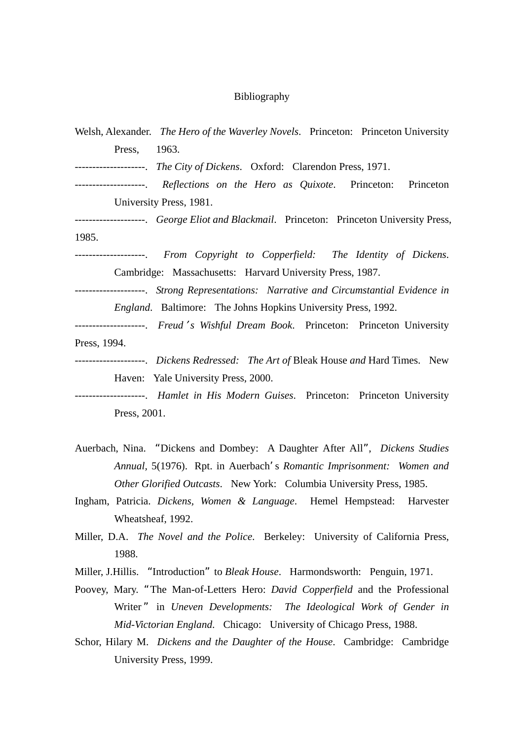# Bibliography

Welsh, Alexander. *The Hero of the Waverley Novels*. Princeton: Princeton University Press, 1963.

--------------------. *The City of Dickens*. Oxford: Clarendon Press, 1971.

--------------------. *Reflections on the Hero as Quixote*. Princeton: Princeton University Press, 1981.

--------------------. *George Eliot and Blackmail*. Princeton: Princeton University Press, 1985.

--------------------. *From Copyright to Copperfield: The Identity of Dickens*. Cambridge: Massachusetts: Harvard University Press, 1987.

--------------------. *Strong Representations: Narrative and Circumstantial Evidence in England*. Baltimore: The Johns Hopkins University Press, 1992.

--------------------. *Freud*´*s Wishful Dream Book*. Princeton: Princeton University Press, 1994.

--------------------. *Dickens Redressed: The Art of* Bleak House *and* Hard Times. New Haven: Yale University Press, 2000.

--------------------. *Hamlet in His Modern Guises*. Princeton: Princeton University Press, 2001.

Auerbach, Nina. “Dickens and Dombey: A Daughter After All”, *Dickens Studies Annual*, 5(1976). Rpt. in Auerbach’s *Romantic Imprisonment: Women and Other Glorified Outcasts*. New York: Columbia University Press, 1985.

Ingham, Patricia. *Dickens*, *Women & Language*. Hemel Hempstead: Harvester Wheatsheaf, 1992.

Miller, D.A. *The Novel and the Police*. Berkeley: University of California Press, 1988.

Miller, J.Hillis. “Introduction” to *Bleak House*. Harmondsworth: Penguin, 1971.

Poovey, Mary. “The Man-of-Letters Hero: *David Copperfield* and the Professional Writer” in *Uneven Developments: The Ideological Work of Gender in Mid-Victorian England*. Chicago: University of Chicago Press, 1988.

Schor, Hilary M. *Dickens and the Daughter of the House*. Cambridge: Cambridge University Press, 1999.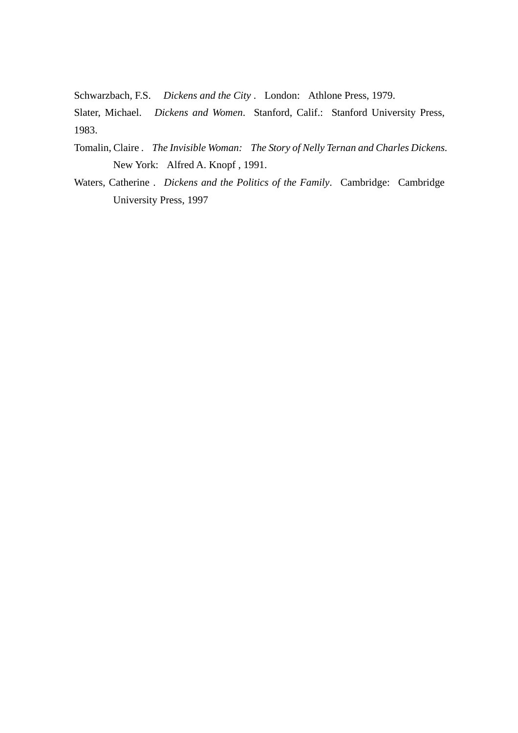Schwarzbach, F.S. *Dickens and the City*. London: Athlone Press, 1979.

Slater, Michael. *Dickens and Women*. Stanford, Calif.: Stanford University Press, 1983.

Tomalin, Claire. *The Invisible Woman: The Story of Nelly Ternan and Charles Dickens*. New York: Alfred A. Knopf, 1991.

Waters, Catherine. *Dickens and the Politics of the Family*. Cambridge: Cambridge University Press, 1997